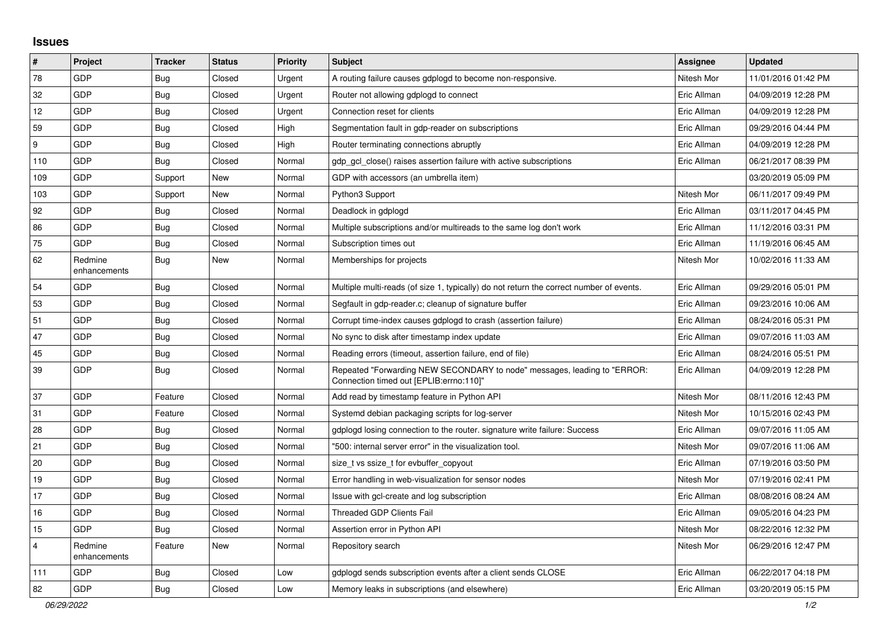## Issues

| # | Project | Tracker | Status | Priority | Subject | Assignee | Updated |
|---|---|---|---|---|---|---|---|
| 78 | GDP | Bug | Closed | Urgent | A routing failure causes gdplogd to become non-responsive. | Nitesh Mor | 11/01/2016 01:42 PM |
| 32 | GDP | Bug | Closed | Urgent | Router not allowing gdplogd to connect | Eric Allman | 04/09/2019 12:28 PM |
| 12 | GDP | Bug | Closed | Urgent | Connection reset for clients | Eric Allman | 04/09/2019 12:28 PM |
| 59 | GDP | Bug | Closed | High | Segmentation fault in gdp-reader on subscriptions | Eric Allman | 09/29/2016 04:44 PM |
| 9 | GDP | Bug | Closed | High | Router terminating connections abruptly | Eric Allman | 04/09/2019 12:28 PM |
| 110 | GDP | Bug | Closed | Normal | gdp_gcl_close() raises assertion failure with active subscriptions | Eric Allman | 06/21/2017 08:39 PM |
| 109 | GDP | Support | New | Normal | GDP with accessors (an umbrella item) | | 03/20/2019 05:09 PM |
| 103 | GDP | Support | New | Normal | Python3 Support | Nitesh Mor | 06/11/2017 09:49 PM |
| 92 | GDP | Bug | Closed | Normal | Deadlock in gdplogd | Eric Allman | 03/11/2017 04:45 PM |
| 86 | GDP | Bug | Closed | Normal | Multiple subscriptions and/or multireads to the same log don't work | Eric Allman | 11/12/2016 03:31 PM |
| 75 | GDP | Bug | Closed | Normal | Subscription times out | Eric Allman | 11/19/2016 06:45 AM |
| 62 | Redmine enhancements | Bug | New | Normal | Memberships for projects | Nitesh Mor | 10/02/2016 11:33 AM |
| 54 | GDP | Bug | Closed | Normal | Multiple multi-reads (of size 1, typically) do not return the correct number of events. | Eric Allman | 09/29/2016 05:01 PM |
| 53 | GDP | Bug | Closed | Normal | Segfault in gdp-reader.c; cleanup of signature buffer | Eric Allman | 09/23/2016 10:06 AM |
| 51 | GDP | Bug | Closed | Normal | Corrupt time-index causes gdplogd to crash (assertion failure) | Eric Allman | 08/24/2016 05:31 PM |
| 47 | GDP | Bug | Closed | Normal | No sync to disk after timestamp index update | Eric Allman | 09/07/2016 11:03 AM |
| 45 | GDP | Bug | Closed | Normal | Reading errors (timeout, assertion failure, end of file) | Eric Allman | 08/24/2016 05:51 PM |
| 39 | GDP | Bug | Closed | Normal | Repeated "Forwarding NEW SECONDARY to node" messages, leading to "ERROR: Connection timed out [EPLIB:errno:110]" | Eric Allman | 04/09/2019 12:28 PM |
| 37 | GDP | Feature | Closed | Normal | Add read by timestamp feature in Python API | Nitesh Mor | 08/11/2016 12:43 PM |
| 31 | GDP | Feature | Closed | Normal | Systemd debian packaging scripts for log-server | Nitesh Mor | 10/15/2016 02:43 PM |
| 28 | GDP | Bug | Closed | Normal | gdplogd losing connection to the router. signature write failure: Success | Eric Allman | 09/07/2016 11:05 AM |
| 21 | GDP | Bug | Closed | Normal | "500: internal server error" in the visualization tool. | Nitesh Mor | 09/07/2016 11:06 AM |
| 20 | GDP | Bug | Closed | Normal | size_t vs ssize_t for evbuffer_copyout | Eric Allman | 07/19/2016 03:50 PM |
| 19 | GDP | Bug | Closed | Normal | Error handling in web-visualization for sensor nodes | Nitesh Mor | 07/19/2016 02:41 PM |
| 17 | GDP | Bug | Closed | Normal | Issue with gcl-create and log subscription | Eric Allman | 08/08/2016 08:24 AM |
| 16 | GDP | Bug | Closed | Normal | Threaded GDP Clients Fail | Eric Allman | 09/05/2016 04:23 PM |
| 15 | GDP | Bug | Closed | Normal | Assertion error in Python API | Nitesh Mor | 08/22/2016 12:32 PM |
| 4 | Redmine enhancements | Feature | New | Normal | Repository search | Nitesh Mor | 06/29/2016 12:47 PM |
| 111 | GDP | Bug | Closed | Low | gdplogd sends subscription events after a client sends CLOSE | Eric Allman | 06/22/2017 04:18 PM |
| 82 | GDP | Bug | Closed | Low | Memory leaks in subscriptions (and elsewhere) | Eric Allman | 03/20/2019 05:15 PM |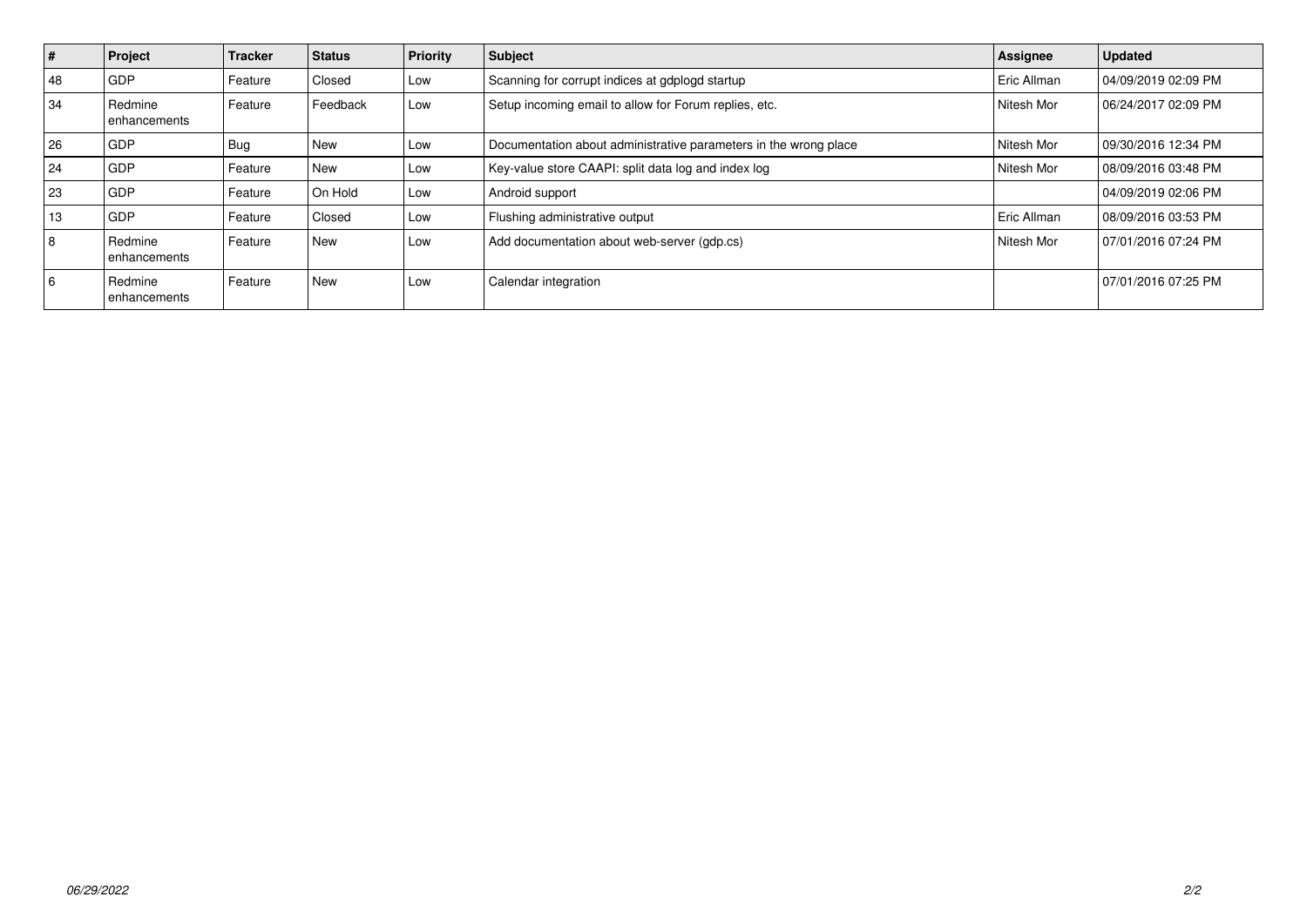| # | Project | Tracker | Status | Priority | Subject | Assignee | Updated |
|---|---|---|---|---|---|---|---|
| 48 | GDP | Feature | Closed | Low | Scanning for corrupt indices at gdplogd startup | Eric Allman | 04/09/2019 02:09 PM |
| 34 | Redmine enhancements | Feature | Feedback | Low | Setup incoming email to allow for Forum replies, etc. | Nitesh Mor | 06/24/2017 02:09 PM |
| 26 | GDP | Bug | New | Low | Documentation about administrative parameters in the wrong place | Nitesh Mor | 09/30/2016 12:34 PM |
| 24 | GDP | Feature | New | Low | Key-value store CAAPI: split data log and index log | Nitesh Mor | 08/09/2016 03:48 PM |
| 23 | GDP | Feature | On Hold | Low | Android support | | 04/09/2019 02:06 PM |
| 13 | GDP | Feature | Closed | Low | Flushing administrative output | Eric Allman | 08/09/2016 03:53 PM |
| 8 | Redmine enhancements | Feature | New | Low | Add documentation about web-server (gdp.cs) | Nitesh Mor | 07/01/2016 07:24 PM |
| 6 | Redmine enhancements | Feature | New | Low | Calendar integration | | 07/01/2016 07:25 PM |

*06/29/2022*